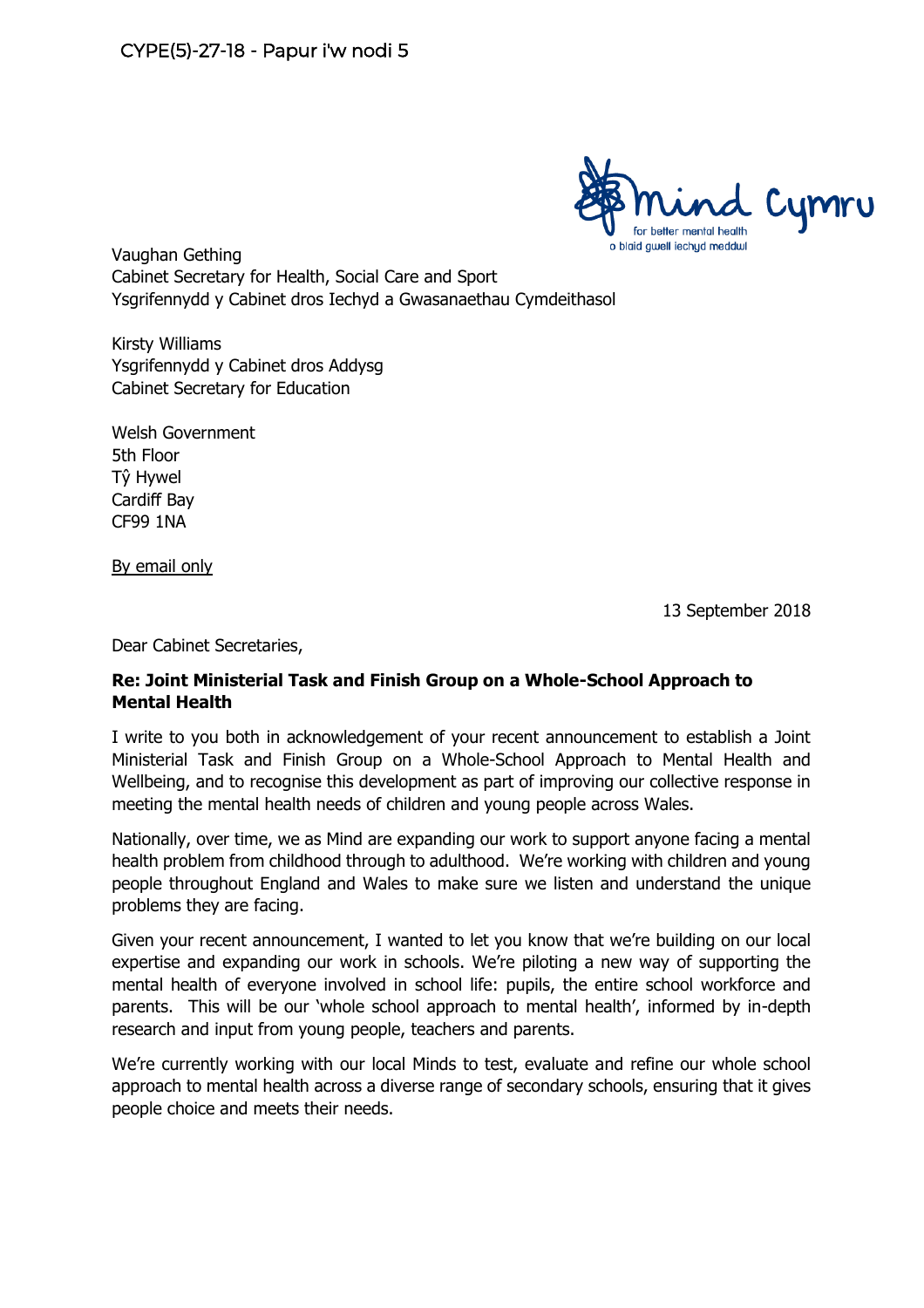CYPE(5)-27-18 - Papur i'w nodi 5

Vaughan Gething
Cabinet Secretary for Health, Social Care and Sport
Ysgrifennydd y Cabinet dros Iechyd a Gwasanaethau Cymdeithasol

Kirsty Williams
Ysgrifennydd y Cabinet dros Addysg
Cabinet Secretary for Education

Welsh Government
5th Floor
Tŷ Hywel
Cardiff Bay
CF99 1NA

By email only

13 September 2018

Dear Cabinet Secretaries,

**Re: Joint Ministerial Task and Finish Group on a Whole-School Approach to Mental Health**

I write to you both in acknowledgement of your recent announcement to establish a Joint Ministerial Task and Finish Group on a Whole-School Approach to Mental Health and Wellbeing, and to recognise this development as part of improving our collective response in meeting the mental health needs of children and young people across Wales.

Nationally, over time, we as Mind are expanding our work to support anyone facing a mental health problem from childhood through to adulthood. We're working with children and young people throughout England and Wales to make sure we listen and understand the unique problems they are facing.

Given your recent announcement, I wanted to let you know that we're building on our local expertise and expanding our work in schools. We're piloting a new way of supporting the mental health of everyone involved in school life: pupils, the entire school workforce and parents. This will be our 'whole school approach to mental health', informed by in-depth research and input from young people, teachers and parents.

We're currently working with our local Minds to test, evaluate and refine our whole school approach to mental health across a diverse range of secondary schools, ensuring that it gives people choice and meets their needs.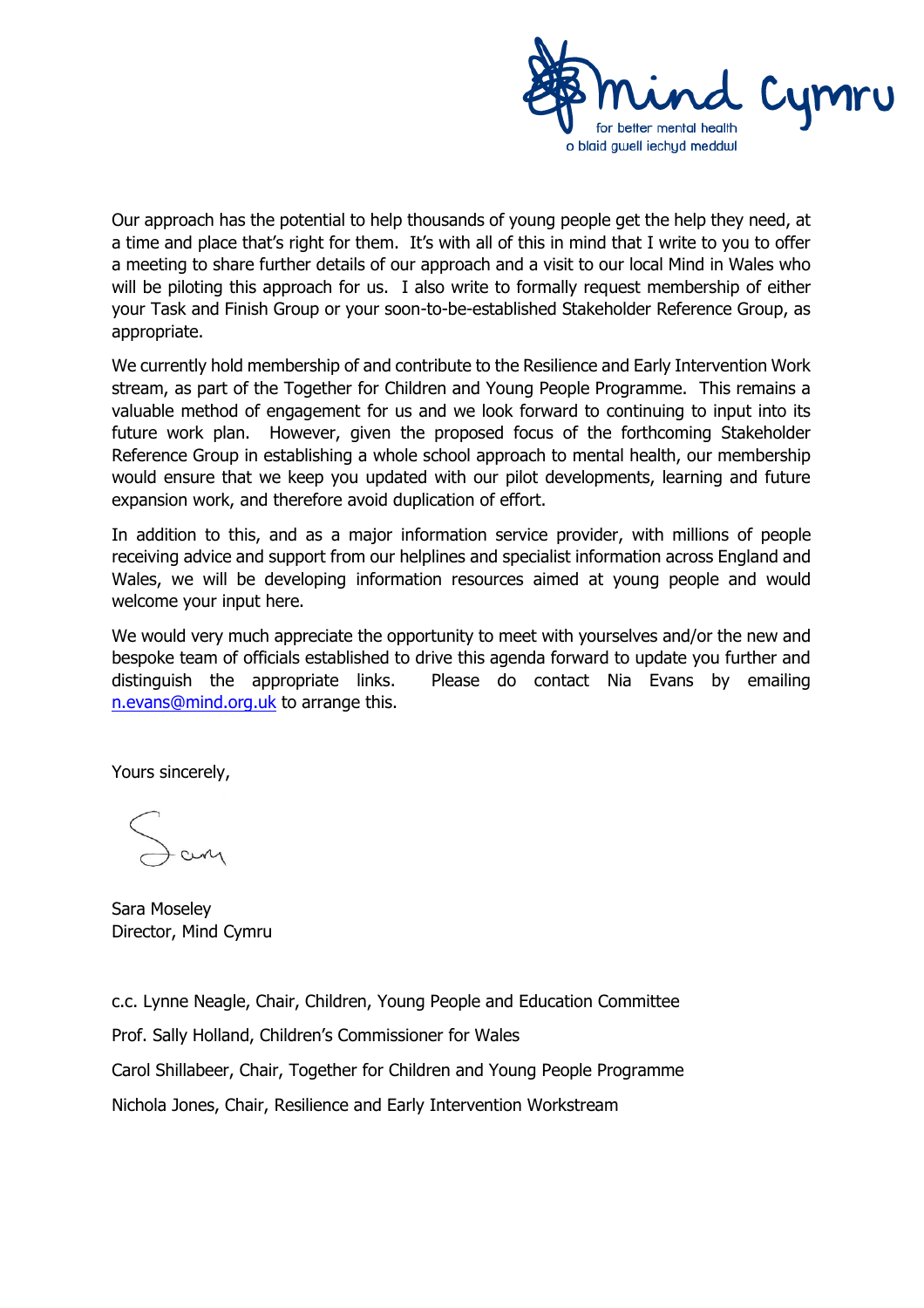Our approach has the potential to help thousands of young people get the help they need, at a time and place that's right for them. It's with all of this in mind that I write to you to offer a meeting to share further details of our approach and a visit to our local Mind in Wales who will be piloting this approach for us. I also write to formally request membership of either your Task and Finish Group or your soon-to-be-established Stakeholder Reference Group, as appropriate.

We currently hold membership of and contribute to the Resilience and Early Intervention Work stream, as part of the Together for Children and Young People Programme. This remains a valuable method of engagement for us and we look forward to continuing to input into its future work plan. However, given the proposed focus of the forthcoming Stakeholder Reference Group in establishing a whole school approach to mental health, our membership would ensure that we keep you updated with our pilot developments, learning and future expansion work, and therefore avoid duplication of effort.

In addition to this, and as a major information service provider, with millions of people receiving advice and support from our helplines and specialist information across England and Wales, we will be developing information resources aimed at young people and would welcome your input here.

We would very much appreciate the opportunity to meet with yourselves and/or the new and bespoke team of officials established to drive this agenda forward to update you further and distinguish the appropriate links. Please do contact Nia Evans by emailing n.evans@mind.org.uk to arrange this.

Yours sincerely,

Sara Moseley
Director, Mind Cymru

c.c. Lynne Neagle, Chair, Children, Young People and Education Committee

Prof. Sally Holland, Children's Commissioner for Wales

Carol Shillabeer, Chair, Together for Children and Young People Programme

Nichola Jones, Chair, Resilience and Early Intervention Workstream